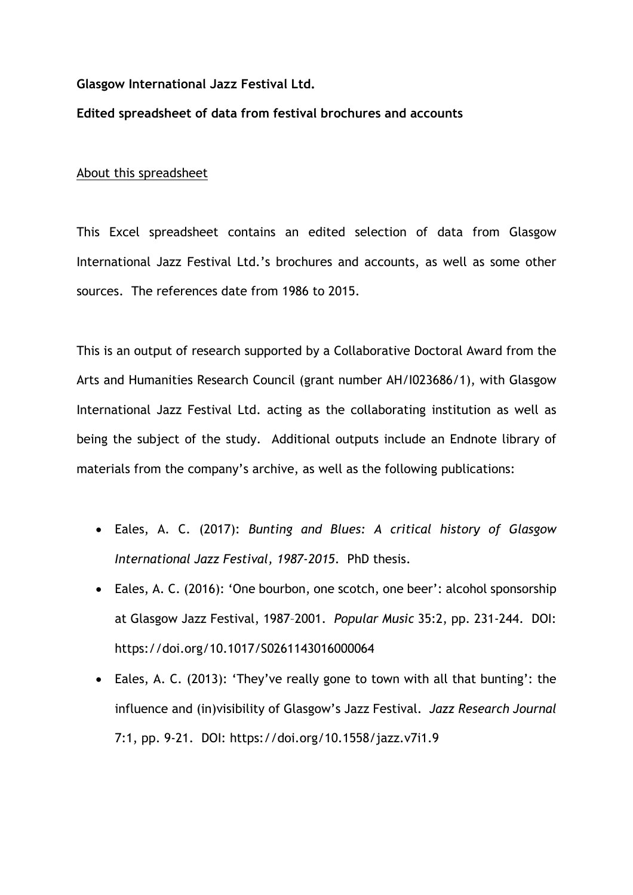**Glasgow International Jazz Festival Ltd.**

**Edited spreadsheet of data from festival brochures and accounts**

<u>About this spreadsheet</u>

This Excel spreadsheet contains an edited selection of data from Glasgow International Jazz Festival Ltd.'s brochures and accounts, as well as some other sources. The references date from 1986 to 2015.

This is an output of research supported by a Collaborative Doctoral Award from the Arts and Humanities Research Council (grant number AH/I023686/1), with Glasgow International Jazz Festival Ltd. acting as the collaborating institution as well as being the subject of the study. Additional outputs include an Endnote library of materials from the company's archive, as well as the following publications:

- Eales, A. C. (2017): *Bunting and Blues: A critical history of Glasgow International Jazz Festival, 1987-2015*. PhD thesis.
- Eales, A. C. (2016): 'One bourbon, one scotch, one beer': alcohol sponsorship at Glasgow Jazz Festival, 1987–2001. *Popular Music* 35:2, pp. 231-244. DOI: https://doi.org/10.1017/S0261143016000064
- Eales, A. C. (2013): 'They've really gone to town with all that bunting': the influence and (in)visibility of Glasgow's Jazz Festival. *Jazz Research Journal* 7:1, pp. 9-21. DOI: https://doi.org/10.1558/jazz.v7i1.9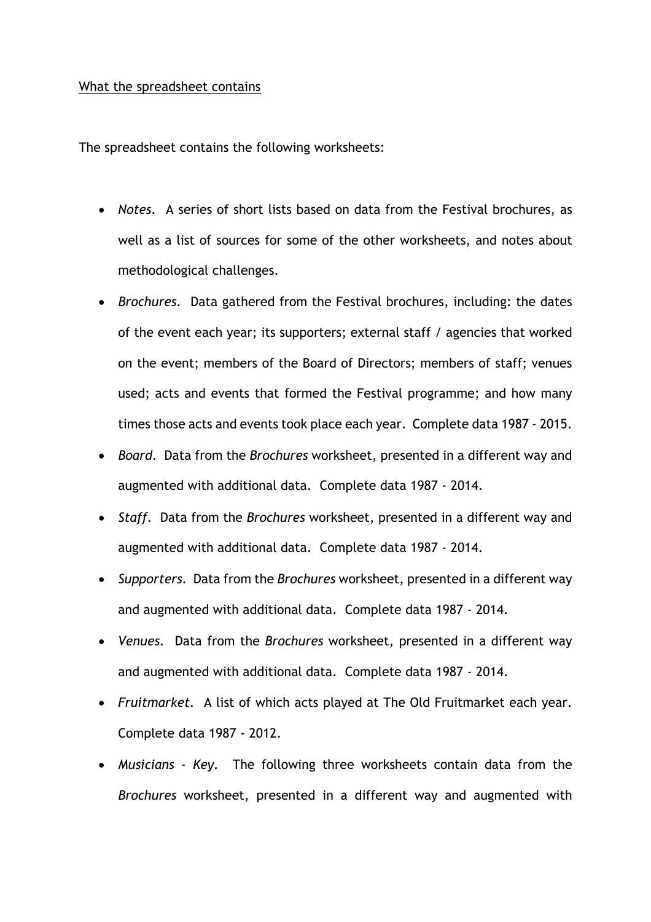<u>What the spreadsheet contains</u>

The spreadsheet contains the following worksheets:

- *Notes*. A series of short lists based on data from the Festival brochures, as well as a list of sources for some of the other worksheets, and notes about methodological challenges.
- *Brochures*. Data gathered from the Festival brochures, including: the dates of the event each year; its supporters; external staff / agencies that worked on the event; members of the Board of Directors; members of staff; venues used; acts and events that formed the Festival programme; and how many times those acts and events took place each year. Complete data 1987 - 2015.
- *Board*. Data from the *Brochures* worksheet, presented in a different way and augmented with additional data. Complete data 1987 - 2014.
- *Staff*. Data from the *Brochures* worksheet, presented in a different way and augmented with additional data. Complete data 1987 - 2014.
- *Supporters*. Data from the *Brochures* worksheet, presented in a different way and augmented with additional data. Complete data 1987 - 2014.
- *Venues*. Data from the *Brochures* worksheet, presented in a different way and augmented with additional data. Complete data 1987 - 2014.
- *Fruitmarket*. A list of which acts played at The Old Fruitmarket each year. Complete data 1987 - 2012.
- *Musicians - Key*. The following three worksheets contain data from the *Brochures* worksheet, presented in a different way and augmented with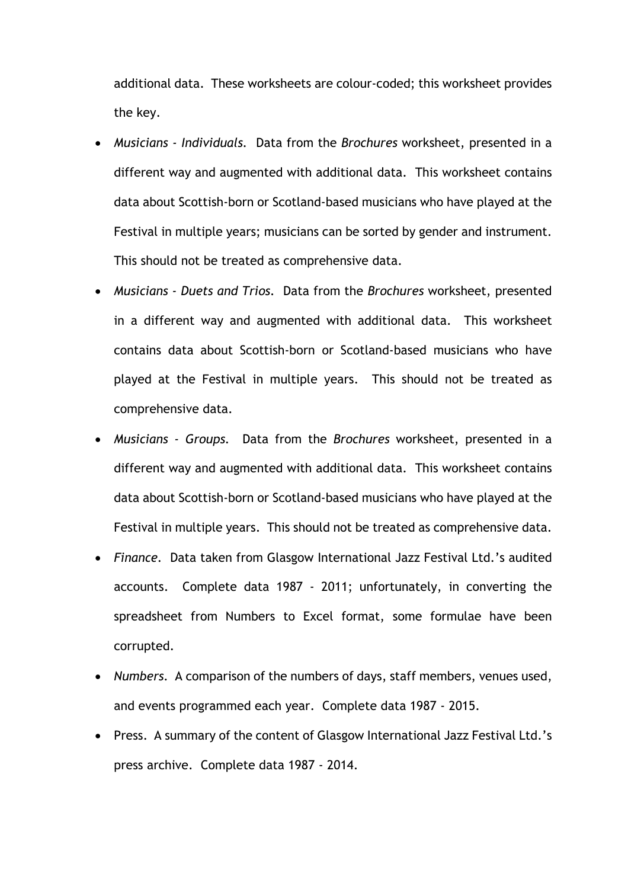additional data. These worksheets are colour-coded; this worksheet provides the key.

- *Musicians - Individuals*. Data from the *Brochures* worksheet, presented in a different way and augmented with additional data. This worksheet contains data about Scottish-born or Scotland-based musicians who have played at the Festival in multiple years; musicians can be sorted by gender and instrument. This should not be treated as comprehensive data.
- *Musicians - Duets and Trios*. Data from the *Brochures* worksheet, presented in a different way and augmented with additional data. This worksheet contains data about Scottish-born or Scotland-based musicians who have played at the Festival in multiple years. This should not be treated as comprehensive data.
- *Musicians - Groups*. Data from the *Brochures* worksheet, presented in a different way and augmented with additional data. This worksheet contains data about Scottish-born or Scotland-based musicians who have played at the Festival in multiple years. This should not be treated as comprehensive data.
- *Finance*. Data taken from Glasgow International Jazz Festival Ltd.'s audited accounts. Complete data 1987 - 2011; unfortunately, in converting the spreadsheet from Numbers to Excel format, some formulae have been corrupted.
- *Numbers*. A comparison of the numbers of days, staff members, venues used, and events programmed each year. Complete data 1987 - 2015.
- Press. A summary of the content of Glasgow International Jazz Festival Ltd.'s press archive. Complete data 1987 - 2014.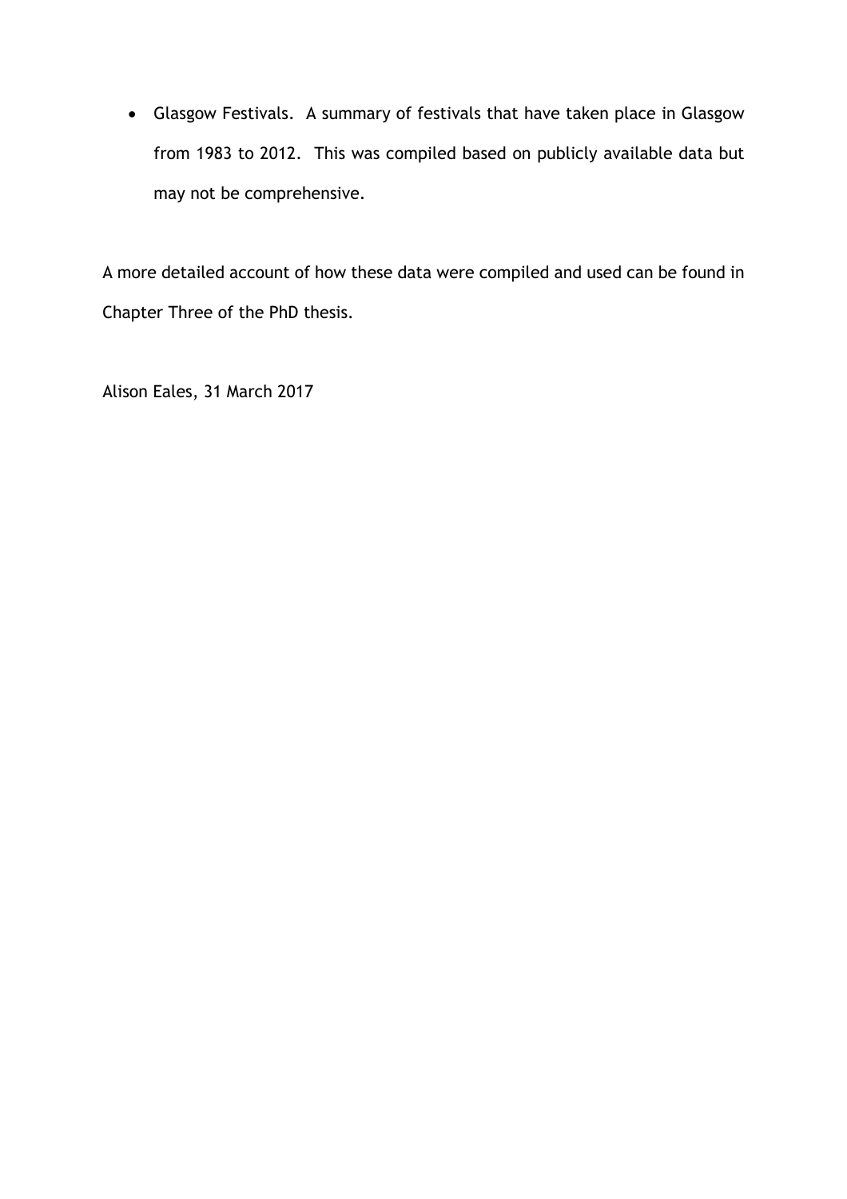- Glasgow Festivals. A summary of festivals that have taken place in Glasgow from 1983 to 2012. This was compiled based on publicly available data but may not be comprehensive.

A more detailed account of how these data were compiled and used can be found in Chapter Three of the PhD thesis.

Alison Eales, 31 March 2017